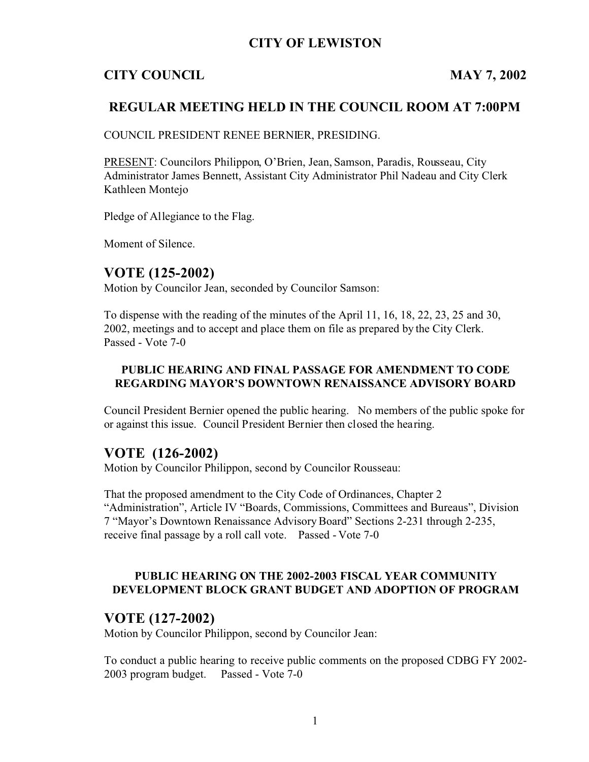# CITY OF LEWISTON

## CITY COUNCIL MAY 7, 2002

## REGULAR MEETING HELD IN THE COUNCIL ROOM AT 7:00PM

COUNCIL PRESIDENT RENEE BERNIER, PRESIDING.

PRESENT: Councilors Philippon, O'Brien, Jean, Samson, Paradis, Rousseau, City Administrator James Bennett, Assistant City Administrator Phil Nadeau and City Clerk Kathleen Montejo

Pledge of Allegiance to the Flag.

Moment of Silence.

## VOTE (125-2002)

Motion by Councilor Jean, seconded by Councilor Samson:

To dispense with the reading of the minutes of the April 11, 16, 18, 22, 23, 25 and 30, 2002, meetings and to accept and place them on file as prepared by the City Clerk. Passed - Vote 7-0

#### PUBLIC HEARING AND FINAL PASSAGE FOR AMENDMENT TO CODE REGARDING MAYOR'S DOWNTOWN RENAISSANCE ADVISORY BOARD

Council President Bernier opened the public hearing. No members of the public spoke for or against this issue. Council President Bernier then closed the hearing.

## VOTE (126-2002)

Motion by Councilor Philippon, second by Councilor Rousseau:

That the proposed amendment to the City Code of Ordinances, Chapter 2 "Administration", Article IV "Boards, Commissions, Committees and Bureaus", Division 7 "Mayor's Downtown Renaissance Advisory Board" Sections 2-231 through 2-235, receive final passage by a roll call vote. Passed - Vote 7-0

#### PUBLIC HEARING ON THE 2002-2003 FISCAL YEAR COMMUNITY DEVELOPMENT BLOCK GRANT BUDGET AND ADOPTION OF PROGRAM

## VOTE (127-2002)

Motion by Councilor Philippon, second by Councilor Jean:

To conduct a public hearing to receive public comments on the proposed CDBG FY 2002-2003 program budget. Passed - Vote 7-0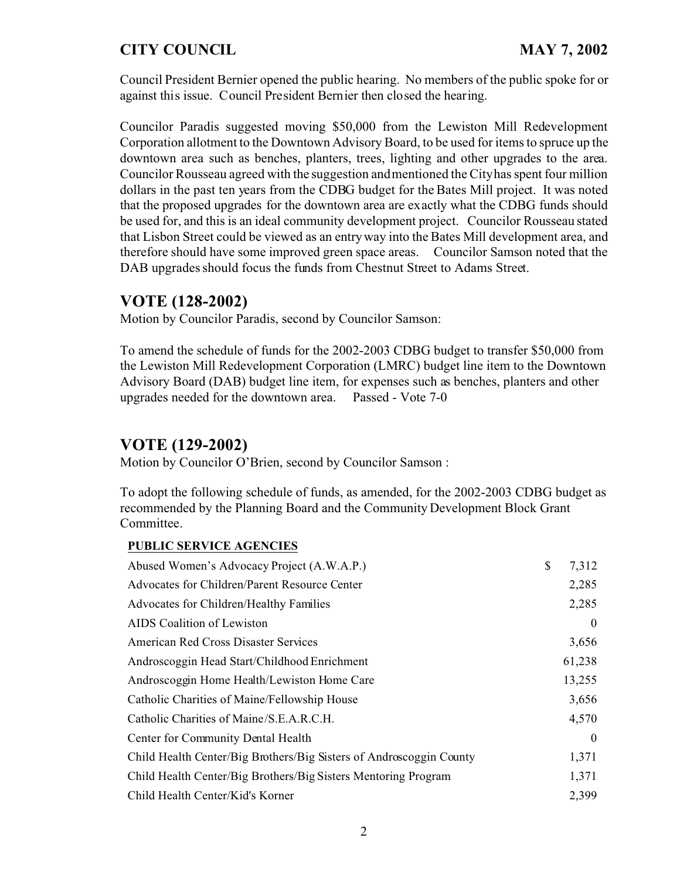Council President Bernier opened the public hearing. No members of the public spoke for or against this issue. Council President Bernier then closed the hearing.

Councilor Paradis suggested moving $50,000 from the Lewiston Mill Redevelopment Corporation allotment to the Downtown Advisory Board, to be used for items to spruce up the downtown area such as benches, planters, trees, lighting and other upgrades to the area. Councilor Rousseau agreed with the suggestion and mentioned the City has spent four million dollars in the past ten years from the CDBG budget for the Bates Mill project. It was noted that the proposed upgrades for the downtown area are exactly what the CDBG funds should be used for, and this is an ideal community development project. Councilor Rousseau stated that Lisbon Street could be viewed as an entry way into the Bates Mill development area, and therefore should have some improved green space areas. Councilor Samson noted that the DAB upgrades should focus the funds from Chestnut Street to Adams Street.

## VOTE (128-2002)

Motion by Councilor Paradis, second by Councilor Samson:

To amend the schedule of funds for the 2002-2003 CDBG budget to transfer $50,000 from the Lewiston Mill Redevelopment Corporation (LMRC) budget line item to the Downtown Advisory Board (DAB) budget line item, for expenses such as benches, planters and other upgrades needed for the downtown area. Passed - Vote 7-0

## VOTE (129-2002)

Motion by Councilor O'Brien, second by Councilor Samson :

To adopt the following schedule of funds, as amended, for the 2002-2003 CDBG budget as recommended by the Planning Board and the Community Development Block Grant Committee.

| **PUBLIC SERVICE AGENCIES** | |
|---|---|
| Abused Women's Advocacy Project (A.W.A.P.) | $ 7,312 |
| Advocates for Children/Parent Resource Center | 2,285 |
| Advocates for Children/Healthy Families | 2,285 |
| AIDS Coalition of Lewiston | 0 |
| American Red Cross Disaster Services | 3,656 |
| Androscoggin Head Start/Childhood Enrichment | 61,238 |
| Androscoggin Home Health/Lewiston Home Care | 13,255 |
| Catholic Charities of Maine/Fellowship House | 3,656 |
| Catholic Charities of Maine/S.E.A.R.C.H. | 4,570 |
| Center for Community Dental Health | 0 |
| Child Health Center/Big Brothers/Big Sisters of Androscoggin County | 1,371 |
| Child Health Center/Big Brothers/Big Sisters Mentoring Program | 1,371 |
| Child Health Center/Kid's Korner | 2,399 |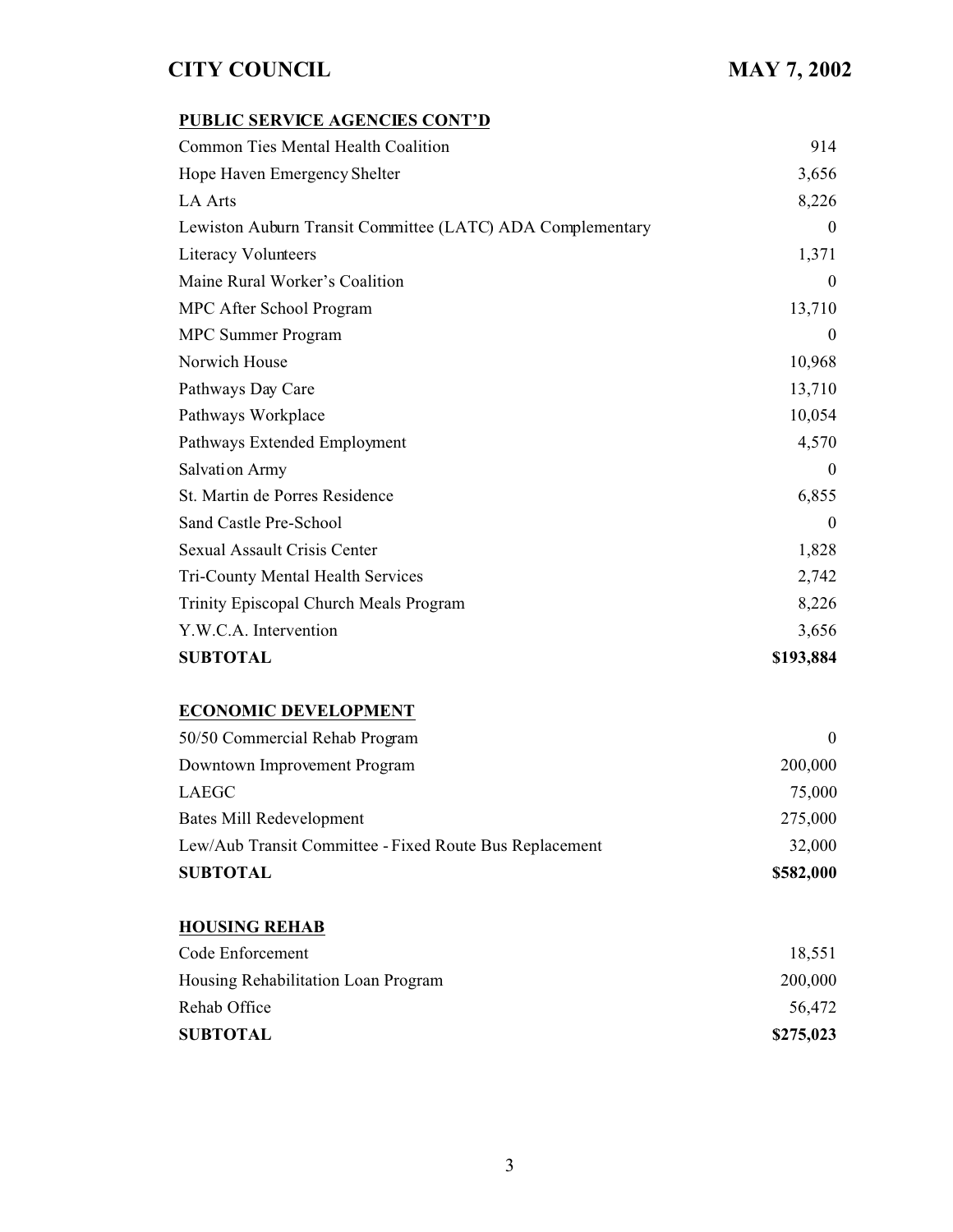**PUBLIC SERVICE AGENCIES CONT'D**

| | |
|---|---|
| Common Ties Mental Health Coalition | 914 |
| Hope Haven Emergency Shelter | 3,656 |
| LA Arts | 8,226 |
| Lewiston Auburn Transit Committee (LATC) ADA Complementary | 0 |
| Literacy Volunteers | 1,371 |
| Maine Rural Worker's Coalition | 0 |
| MPC After School Program | 13,710 |
| MPC Summer Program | 0 |
| Norwich House | 10,968 |
| Pathways Day Care | 13,710 |
| Pathways Workplace | 10,054 |
| Pathways Extended Employment | 4,570 |
| Salvation Army | 0 |
| St. Martin de Porres Residence | 6,855 |
| Sand Castle Pre-School | 0 |
| Sexual Assault Crisis Center | 1,828 |
| Tri-County Mental Health Services | 2,742 |
| Trinity Episcopal Church Meals Program | 8,226 |
| Y.W.C.A. Intervention | 3,656 |
| **SUBTOTAL** | **$193,884** |

**ECONOMIC DEVELOPMENT**

| | |
|---|---|
| 50/50 Commercial Rehab Program | 0 |
| Downtown Improvement Program | 200,000 |
| LAEGC | 75,000 |
| Bates Mill Redevelopment | 275,000 |
| Lew/Aub Transit Committee - Fixed Route Bus Replacement | 32,000 |
| **SUBTOTAL** | **$582,000** |

**HOUSING REHAB**

| | |
|---|---|
| Code Enforcement | 18,551 |
| Housing Rehabilitation Loan Program | 200,000 |
| Rehab Office | 56,472 |
| **SUBTOTAL** | **$275,023** |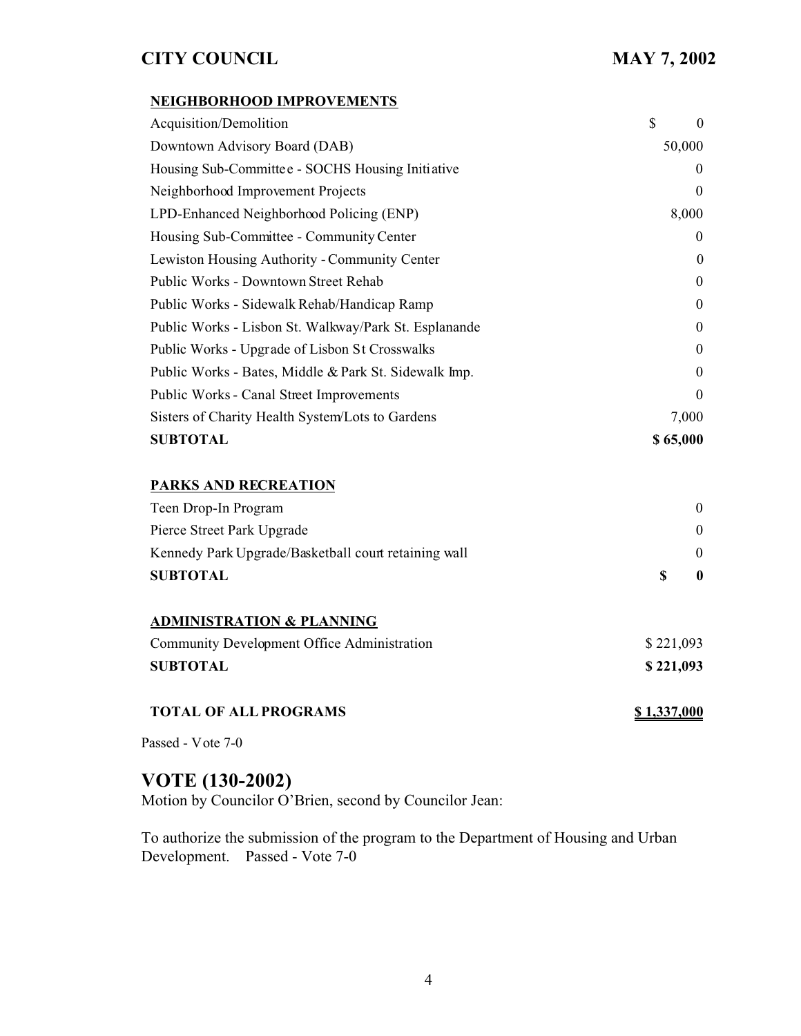| **NEIGHBORHOOD IMPROVEMENTS** | |
|---|---|
| Acquisition/Demolition | $ 0 |
| Downtown Advisory Board (DAB) | 50,000 |
| Housing Sub-Committee - SOCHS Housing Initiative | 0 |
| Neighborhood Improvement Projects | 0 |
| LPD-Enhanced Neighborhood Policing (ENP) | 8,000 |
| Housing Sub-Committee - Community Center | 0 |
| Lewiston Housing Authority - Community Center | 0 |
| Public Works - Downtown Street Rehab | 0 |
| Public Works - Sidewalk Rehab/Handicap Ramp | 0 |
| Public Works - Lisbon St. Walkway/Park St. Esplanande | 0 |
| Public Works - Upgrade of Lisbon St Crosswalks | 0 |
| Public Works - Bates, Middle & Park St. Sidewalk Imp. | 0 |
| Public Works - Canal Street Improvements | 0 |
| Sisters of Charity Health System/Lots to Gardens | 7,000 |
| **SUBTOTAL** | **$ 65,000** |
| | |
| **PARKS AND RECREATION** | |
| Teen Drop-In Program | 0 |
| Pierce Street Park Upgrade | 0 |
| Kennedy Park Upgrade/Basketball court retaining wall | 0 |
| **SUBTOTAL** | **$ 0** |
| | |
| **ADMINISTRATION & PLANNING** | |
| Community Development Office Administration | $ 221,093 |
| **SUBTOTAL** | **$ 221,093** |
| | |
| **TOTAL OF ALL PROGRAMS** | **$ 1,337,000** |

Passed - Vote 7-0

## VOTE (130-2002)

Motion by Councilor O'Brien, second by Councilor Jean:

To authorize the submission of the program to the Department of Housing and Urban Development. Passed - Vote 7-0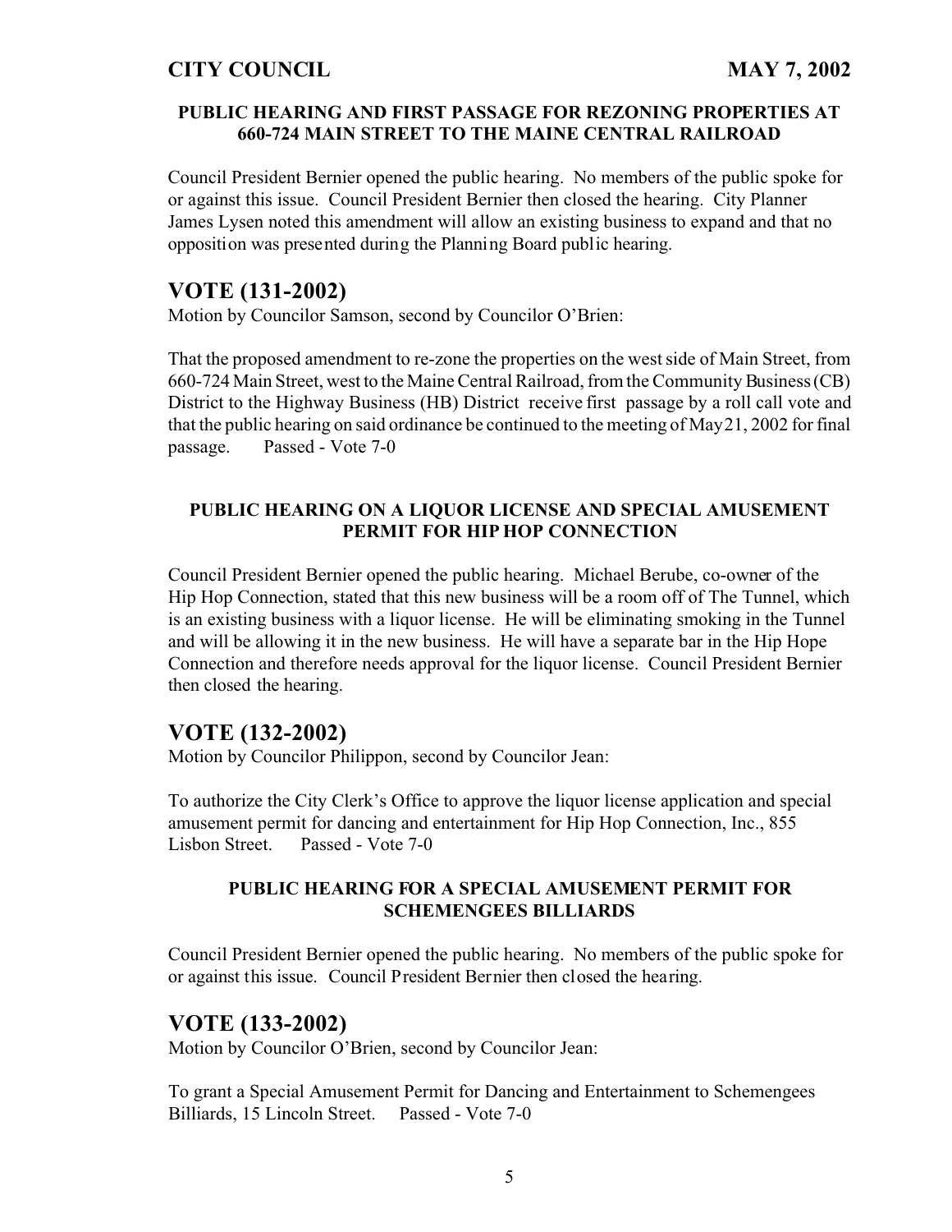**PUBLIC HEARING AND FIRST PASSAGE FOR REZONING PROPERTIES AT 660-724 MAIN STREET TO THE MAINE CENTRAL RAILROAD**

Council President Bernier opened the public hearing. No members of the public spoke for or against this issue. Council President Bernier then closed the hearing. City Planner James Lysen noted this amendment will allow an existing business to expand and that no opposition was presented during the Planning Board public hearing.

## VOTE (131-2002)

Motion by Councilor Samson, second by Councilor O'Brien:

That the proposed amendment to re-zone the properties on the west side of Main Street, from 660-724 Main Street, west to the Maine Central Railroad, from the Community Business (CB) District to the Highway Business (HB) District receive first passage by a roll call vote and that the public hearing on said ordinance be continued to the meeting of May21, 2002 for final passage. Passed - Vote 7-0

**PUBLIC HEARING ON A LIQUOR LICENSE AND SPECIAL AMUSEMENT PERMIT FOR HIP HOP CONNECTION**

Council President Bernier opened the public hearing. Michael Berube, co-owner of the Hip Hop Connection, stated that this new business will be a room off of The Tunnel, which is an existing business with a liquor license. He will be eliminating smoking in the Tunnel and will be allowing it in the new business. He will have a separate bar in the Hip Hope Connection and therefore needs approval for the liquor license. Council President Bernier then closed the hearing.

## VOTE (132-2002)

Motion by Councilor Philippon, second by Councilor Jean:

To authorize the City Clerk's Office to approve the liquor license application and special amusement permit for dancing and entertainment for Hip Hop Connection, Inc., 855 Lisbon Street. Passed - Vote 7-0

**PUBLIC HEARING FOR A SPECIAL AMUSEMENT PERMIT FOR SCHEMENGEES BILLIARDS**

Council President Bernier opened the public hearing. No members of the public spoke for or against this issue. Council President Bernier then closed the hearing.

## VOTE (133-2002)

Motion by Councilor O'Brien, second by Councilor Jean:

To grant a Special Amusement Permit for Dancing and Entertainment to Schemengees Billiards, 15 Lincoln Street. Passed - Vote 7-0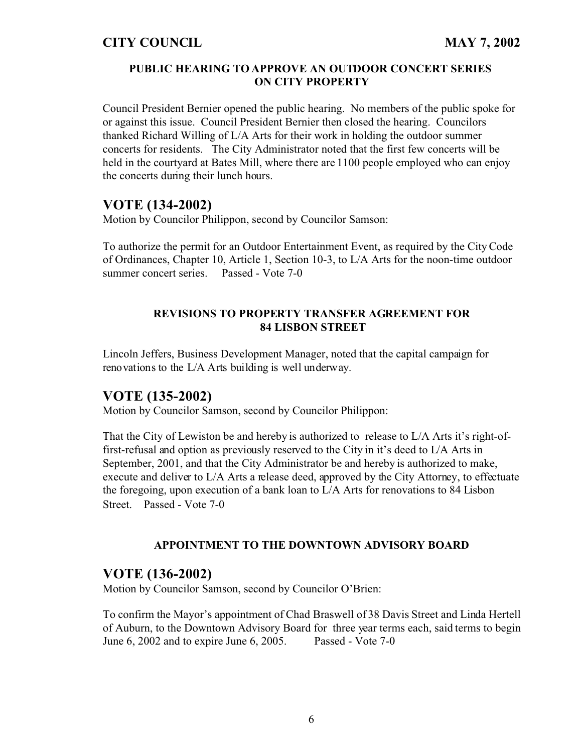### PUBLIC HEARING TO APPROVE AN OUTDOOR CONCERT SERIES ON CITY PROPERTY

Council President Bernier opened the public hearing. No members of the public spoke for or against this issue. Council President Bernier then closed the hearing. Councilors thanked Richard Willing of L/A Arts for their work in holding the outdoor summer concerts for residents. The City Administrator noted that the first few concerts will be held in the courtyard at Bates Mill, where there are 1100 people employed who can enjoy the concerts during their lunch hours.

## VOTE (134-2002)

Motion by Councilor Philippon, second by Councilor Samson:

To authorize the permit for an Outdoor Entertainment Event, as required by the City Code of Ordinances, Chapter 10, Article 1, Section 10-3, to L/A Arts for the noon-time outdoor summer concert series. Passed - Vote 7-0

### REVISIONS TO PROPERTY TRANSFER AGREEMENT FOR 84 LISBON STREET

Lincoln Jeffers, Business Development Manager, noted that the capital campaign for renovations to the L/A Arts building is well underway.

## VOTE (135-2002)

Motion by Councilor Samson, second by Councilor Philippon:

That the City of Lewiston be and hereby is authorized to release to L/A Arts it's right-of-first-refusal and option as previously reserved to the City in it's deed to L/A Arts in September, 2001, and that the City Administrator be and hereby is authorized to make, execute and deliver to L/A Arts a release deed, approved by the City Attorney, to effectuate the foregoing, upon execution of a bank loan to L/A Arts for renovations to 84 Lisbon Street. Passed - Vote 7-0

### APPOINTMENT TO THE DOWNTOWN ADVISORY BOARD

## VOTE (136-2002)

Motion by Councilor Samson, second by Councilor O'Brien:

To confirm the Mayor's appointment of Chad Braswell of 38 Davis Street and Linda Hertell of Auburn, to the Downtown Advisory Board for three year terms each, said terms to begin June 6, 2002 and to expire June 6, 2005. Passed - Vote 7-0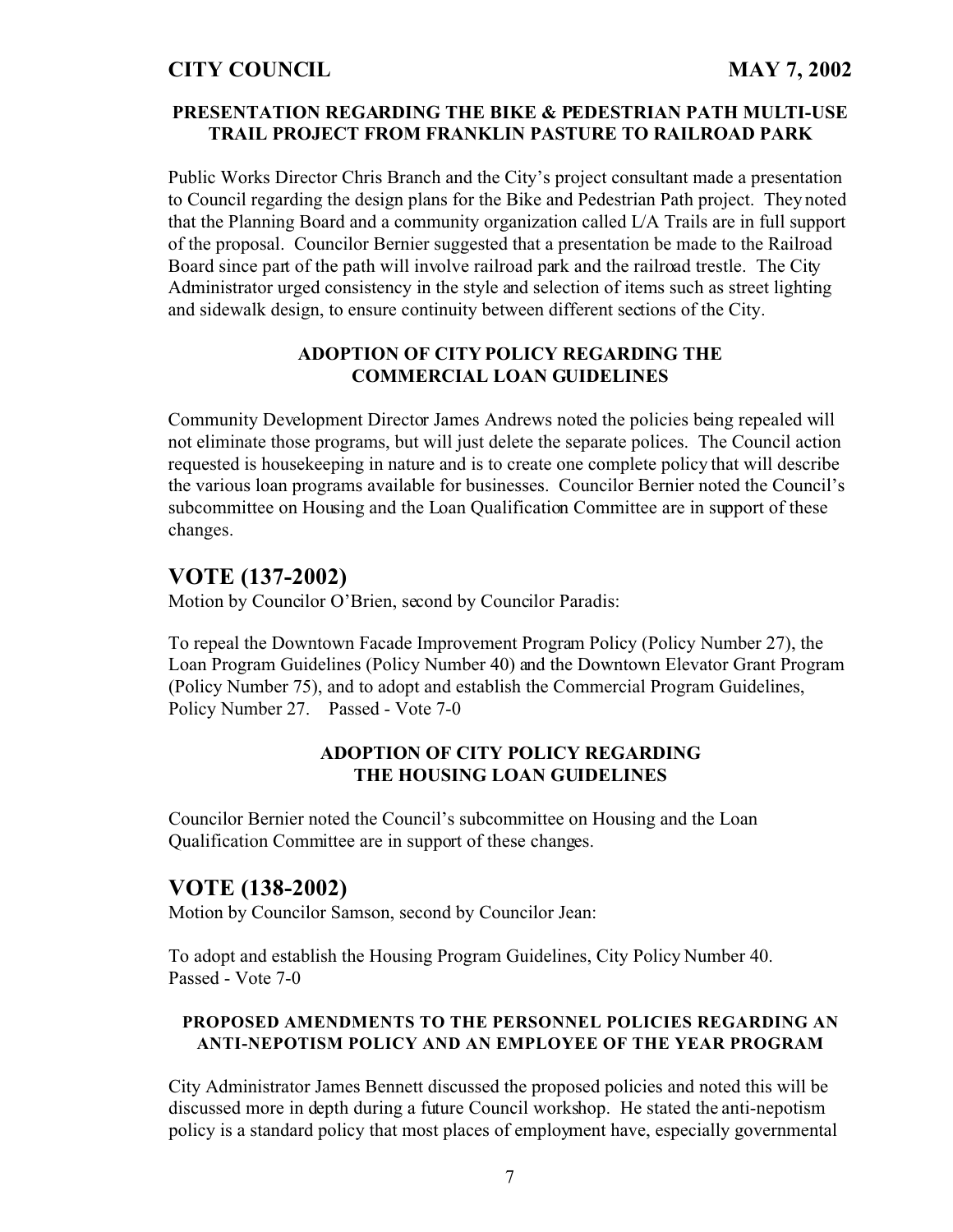### PRESENTATION REGARDING THE BIKE & PEDESTRIAN PATH MULTI-USE TRAIL PROJECT FROM FRANKLIN PASTURE TO RAILROAD PARK

Public Works Director Chris Branch and the City's project consultant made a presentation to Council regarding the design plans for the Bike and Pedestrian Path project. They noted that the Planning Board and a community organization called L/A Trails are in full support of the proposal. Councilor Bernier suggested that a presentation be made to the Railroad Board since part of the path will involve railroad park and the railroad trestle. The City Administrator urged consistency in the style and selection of items such as street lighting and sidewalk design, to ensure continuity between different sections of the City.

### ADOPTION OF CITY POLICY REGARDING THE COMMERCIAL LOAN GUIDELINES

Community Development Director James Andrews noted the policies being repealed will not eliminate those programs, but will just delete the separate polices. The Council action requested is housekeeping in nature and is to create one complete policy that will describe the various loan programs available for businesses. Councilor Bernier noted the Council's subcommittee on Housing and the Loan Qualification Committee are in support of these changes.

## VOTE (137-2002)

Motion by Councilor O'Brien, second by Councilor Paradis:

To repeal the Downtown Facade Improvement Program Policy (Policy Number 27), the Loan Program Guidelines (Policy Number 40) and the Downtown Elevator Grant Program (Policy Number 75), and to adopt and establish the Commercial Program Guidelines, Policy Number 27. Passed - Vote 7-0

### ADOPTION OF CITY POLICY REGARDING THE HOUSING LOAN GUIDELINES

Councilor Bernier noted the Council's subcommittee on Housing and the Loan Qualification Committee are in support of these changes.

## VOTE (138-2002)

Motion by Councilor Samson, second by Councilor Jean:

To adopt and establish the Housing Program Guidelines, City Policy Number 40. Passed - Vote 7-0

### PROPOSED AMENDMENTS TO THE PERSONNEL POLICIES REGARDING AN ANTI-NEPOTISM POLICY AND AN EMPLOYEE OF THE YEAR PROGRAM

City Administrator James Bennett discussed the proposed policies and noted this will be discussed more in depth during a future Council workshop. He stated the anti-nepotism policy is a standard policy that most places of employment have, especially governmental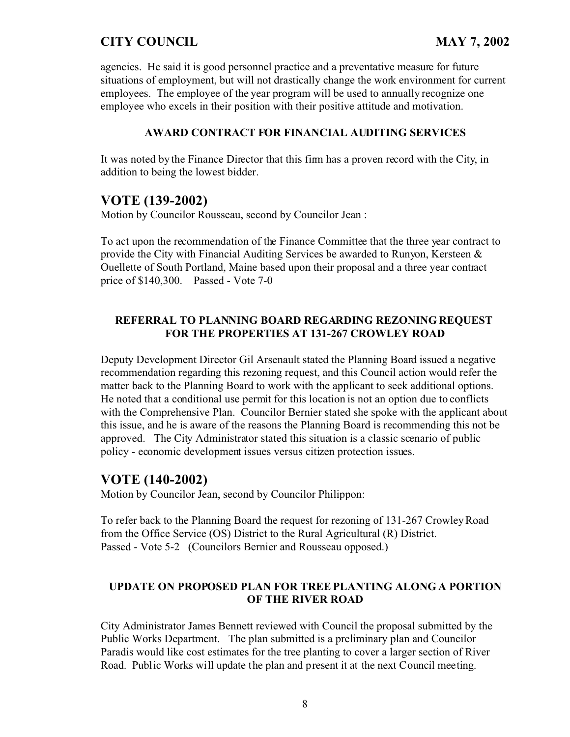agencies. He said it is good personnel practice and a preventative measure for future situations of employment, but will not drastically change the work environment for current employees. The employee of the year program will be used to annually recognize one employee who excels in their position with their positive attitude and motivation.

**AWARD CONTRACT FOR FINANCIAL AUDITING SERVICES**

It was noted by the Finance Director that this firm has a proven record with the City, in addition to being the lowest bidder.

## VOTE (139-2002)

Motion by Councilor Rousseau, second by Councilor Jean :

To act upon the recommendation of the Finance Committee that the three year contract to provide the City with Financial Auditing Services be awarded to Runyon, Kersteen & Ouellette of South Portland, Maine based upon their proposal and a three year contract price of $140,300. Passed - Vote 7-0

**REFERRAL TO PLANNING BOARD REGARDING REZONING REQUEST FOR THE PROPERTIES AT 131-267 CROWLEY ROAD**

Deputy Development Director Gil Arsenault stated the Planning Board issued a negative recommendation regarding this rezoning request, and this Council action would refer the matter back to the Planning Board to work with the applicant to seek additional options. He noted that a conditional use permit for this location is not an option due to conflicts with the Comprehensive Plan. Councilor Bernier stated she spoke with the applicant about this issue, and he is aware of the reasons the Planning Board is recommending this not be approved. The City Administrator stated this situation is a classic scenario of public policy - economic development issues versus citizen protection issues.

## VOTE (140-2002)

Motion by Councilor Jean, second by Councilor Philippon:

To refer back to the Planning Board the request for rezoning of 131-267 Crowley Road from the Office Service (OS) District to the Rural Agricultural (R) District.
Passed - Vote 5-2 (Councilors Bernier and Rousseau opposed.)

**UPDATE ON PROPOSED PLAN FOR TREE PLANTING ALONG A PORTION OF THE RIVER ROAD**

City Administrator James Bennett reviewed with Council the proposal submitted by the Public Works Department. The plan submitted is a preliminary plan and Councilor Paradis would like cost estimates for the tree planting to cover a larger section of River Road. Public Works will update the plan and present it at the next Council meeting.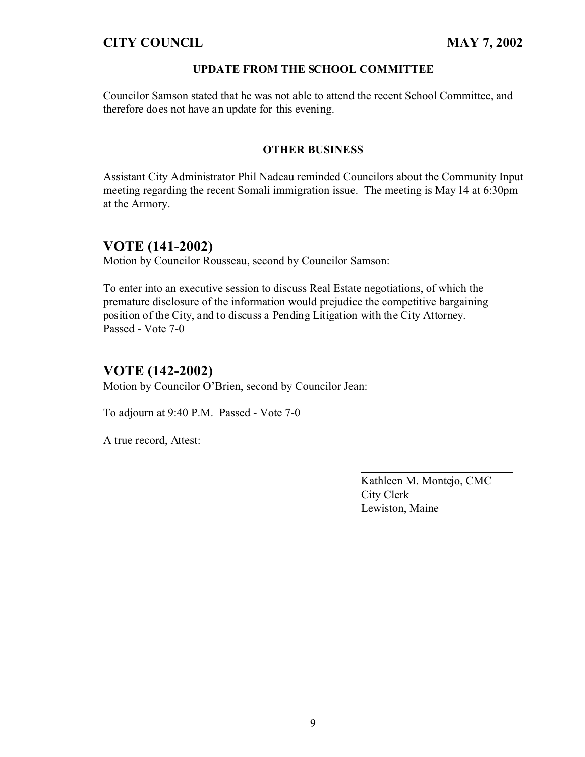### UPDATE FROM THE SCHOOL COMMITTEE

Councilor Samson stated that he was not able to attend the recent School Committee, and therefore does not have an update for this evening.

### OTHER BUSINESS

Assistant City Administrator Phil Nadeau reminded Councilors about the Community Input meeting regarding the recent Somali immigration issue. The meeting is May 14 at 6:30pm at the Armory.

## VOTE (141-2002)

Motion by Councilor Rousseau, second by Councilor Samson:

To enter into an executive session to discuss Real Estate negotiations, of which the premature disclosure of the information would prejudice the competitive bargaining position of the City, and to discuss a Pending Litigation with the City Attorney.
Passed - Vote 7-0

## VOTE (142-2002)

Motion by Councilor O'Brien, second by Councilor Jean:

To adjourn at 9:40 P.M. Passed - Vote 7-0

A true record, Attest:

Kathleen M. Montejo, CMC
City Clerk
Lewiston, Maine